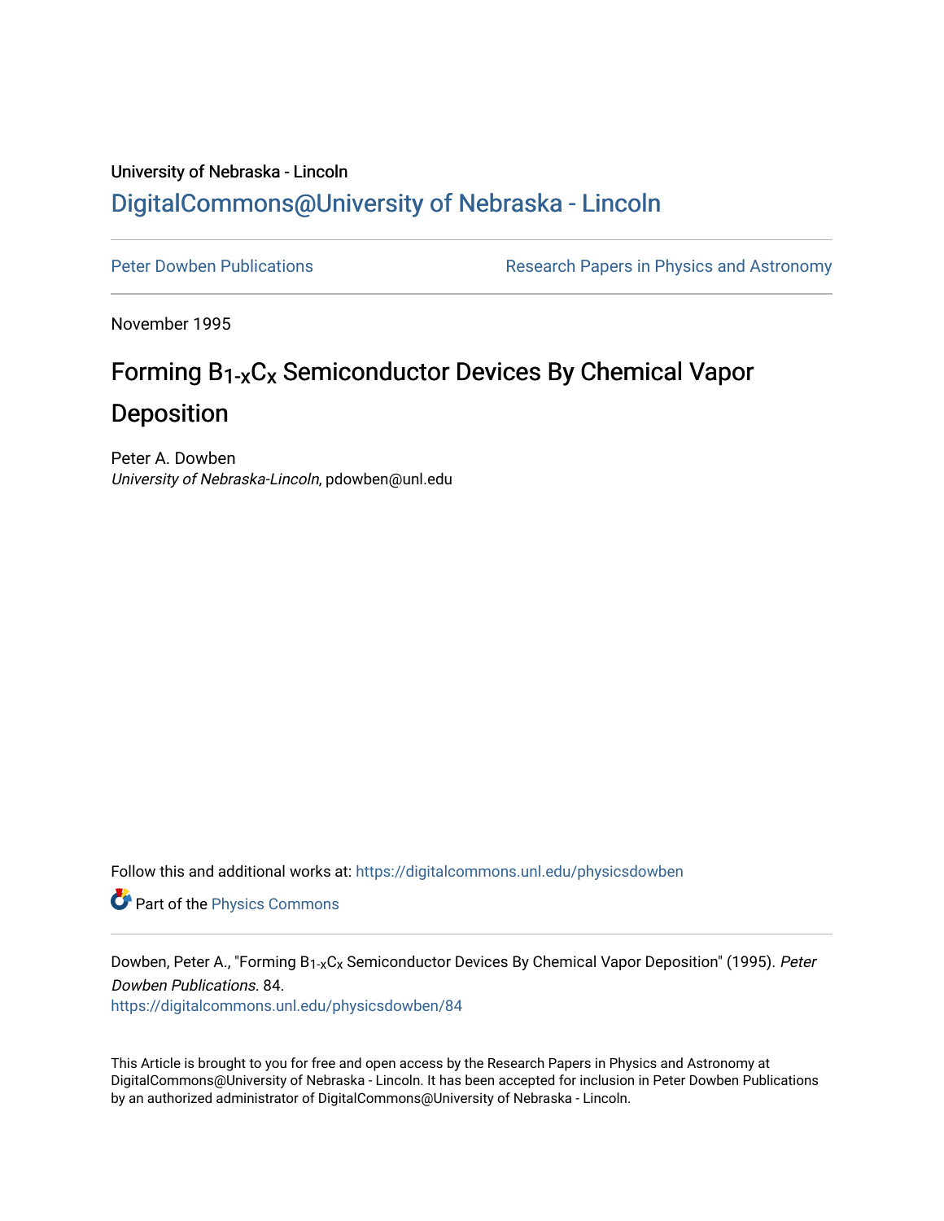University of Nebraska - Lincoln

## DigitalCommons@University of Nebraska - Lincoln

Peter Dowben Publications

Research Papers in Physics and Astronomy

November 1995

# Forming $B_{1-x}C_x$ Semiconductor Devices By Chemical Vapor Deposition

Peter A. Dowben

*University of Nebraska-Lincoln*, pdowben@unl.edu

Follow this and additional works at: https://digitalcommons.unl.edu/physicsdowben

Part of the Physics Commons

Dowben, Peter A., "Forming $B_{1-x}C_x$ Semiconductor Devices By Chemical Vapor Deposition" (1995). *Peter Dowben Publications*. 84.
https://digitalcommons.unl.edu/physicsdowben/84

This Article is brought to you for free and open access by the Research Papers in Physics and Astronomy at DigitalCommons@University of Nebraska - Lincoln. It has been accepted for inclusion in Peter Dowben Publications by an authorized administrator of DigitalCommons@University of Nebraska - Lincoln.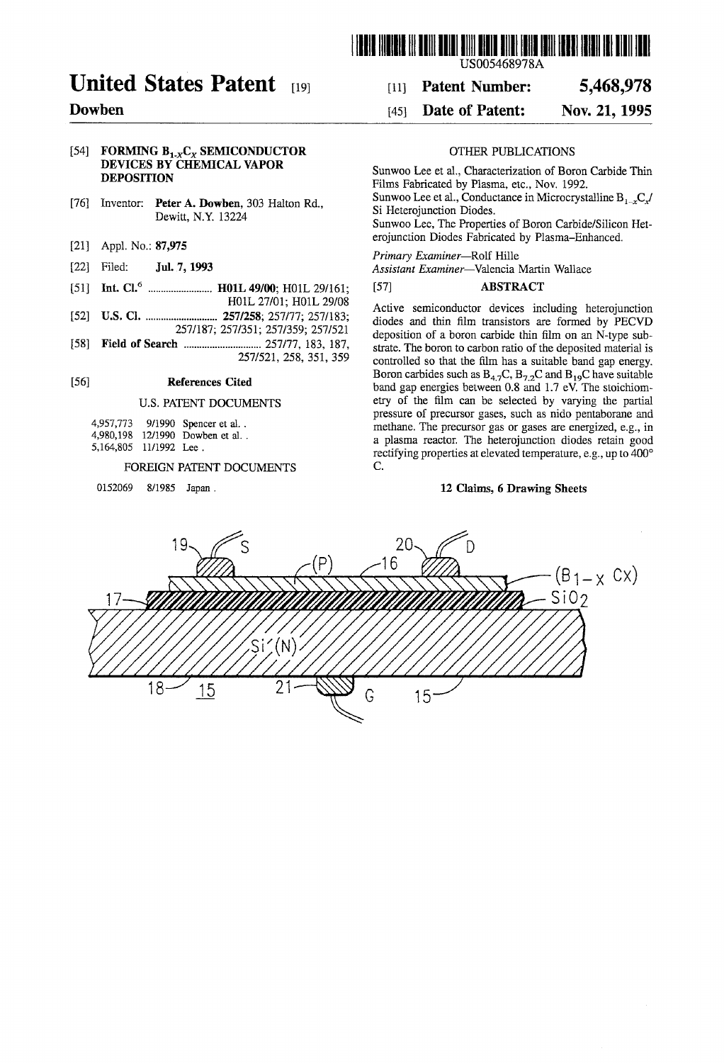# United States Patent [19]

**Dowben**

[11] **Patent Number: 5,468,978**

[45] **Date of Patent: Nov. 21, 1995**

US005468978A

[54] **FORMING $B_{1-X}C_X$ SEMICONDUCTOR DEVICES BY CHEMICAL VAPOR DEPOSITION**

[76] Inventor: **Peter A. Dowben**, 303 Halton Rd., Dewitt, N.Y. 13224

[21] Appl. No.: **87,975**

[22] Filed: **Jul. 7, 1993**

[51] **Int. Cl.**[6] ......................... **H01L 49/00**; H01L 29/161; H01L 27/01; H01L 29/08

[52] **U.S. Cl.** ............................ **257/258**; 257/77; 257/183; 257/187; 257/351; 257/359; 257/521

[58] **Field of Search** .............................. 257/77, 183, 187, 257/521, 258, 351, 359

[56] **References Cited**

U.S. PATENT DOCUMENTS

4,957,773 9/1990 Spencer et al. .
4,980,198 12/1990 Dowben et al. .
5,164,805 11/1992 Lee .

FOREIGN PATENT DOCUMENTS

0152069 8/1985 Japan .

OTHER PUBLICATIONS

Sunwoo Lee et al., Characterization of Boron Carbide Thin Films Fabricated by Plasma, etc., Nov. 1992.

Sunwoo Lee et al., Conductance in Microcrystalline $B_{1-x}C_x$/ Si Heterojunction Diodes.

Sunwoo Lee, The Properties of Boron Carbide/Silicon Heterojunction Diodes Fabricated by Plasma-Enhanced.

*Primary Examiner*—Rolf Hille
*Assistant Examiner*—Valencia Martin Wallace

[57] **ABSTRACT**

Active semiconductor devices including heterojunction diodes and thin film transistors are formed by PECVD deposition of a boron carbide thin film on an N-type substrate. The boron to carbon ratio of the deposited material is controlled so that the film has a suitable band gap energy. Boron carbides such as $B_{4.7}C$, $B_{7.2}C$ and $B_{19}C$ have suitable band gap energies between 0.8 and 1.7 eV. The stoichiometry of the film can be selected by varying the partial pressure of precursor gases, such as nido pentaborane and methane. The precursor gas or gases are energized, e.g., in a plasma reactor. The heterojunction diodes retain good rectifying properties at elevated temperature, e.g., up to 400° C.

**12 Claims, 6 Drawing Sheets**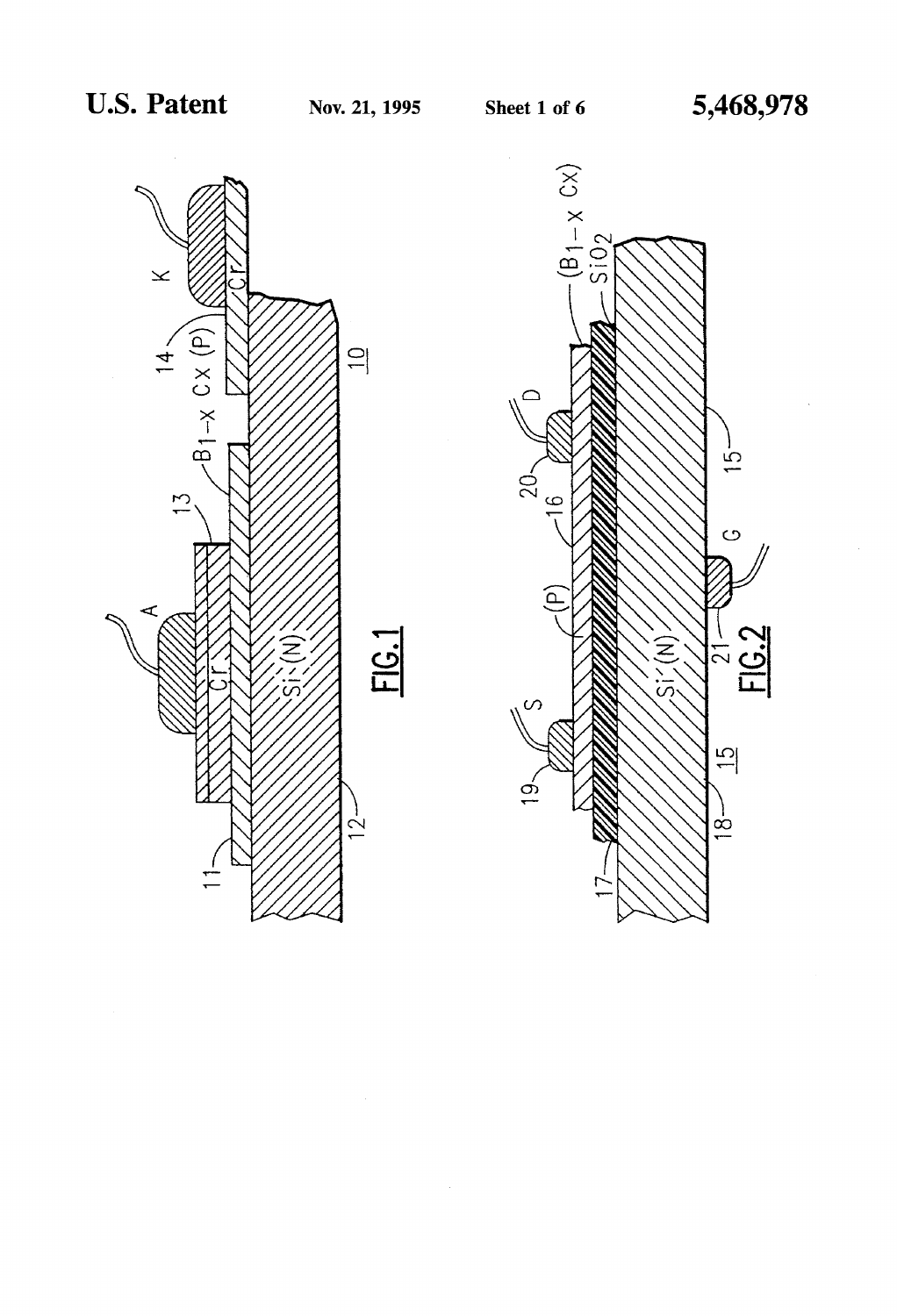FIG.1

FIG.2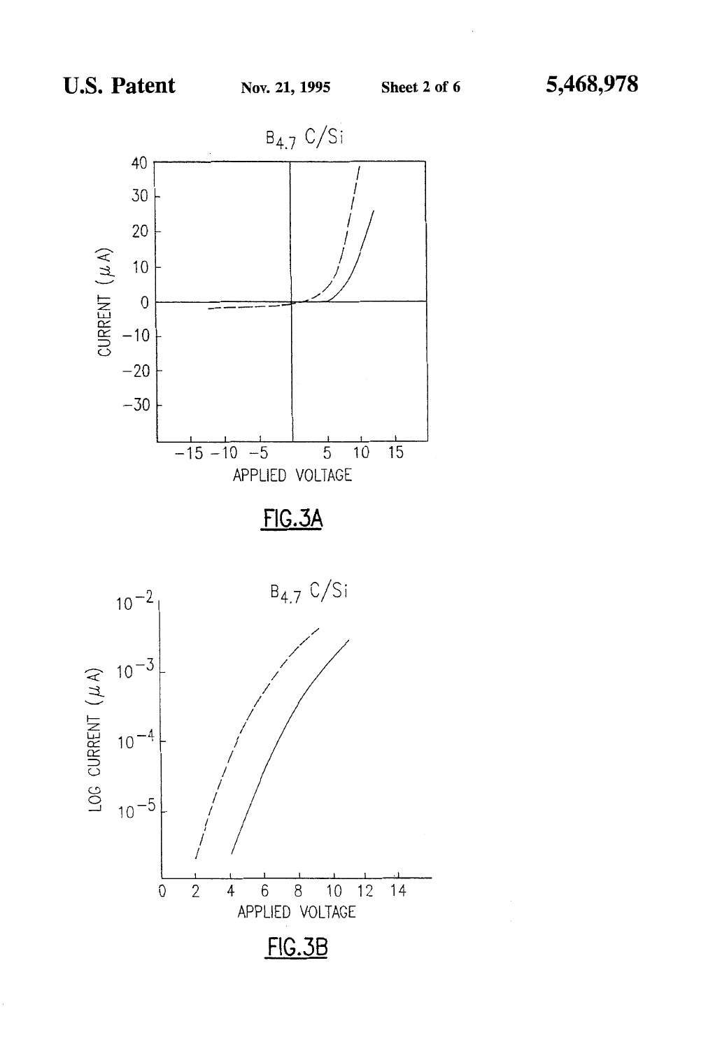$B_{4.7}C/Si$

CURRENT (μA)

APPLIED VOLTAGE

FIG.3A

$B_{4.7}C/Si$

LOG CURRENT (μA)

APPLIED VOLTAGE

FIG.3B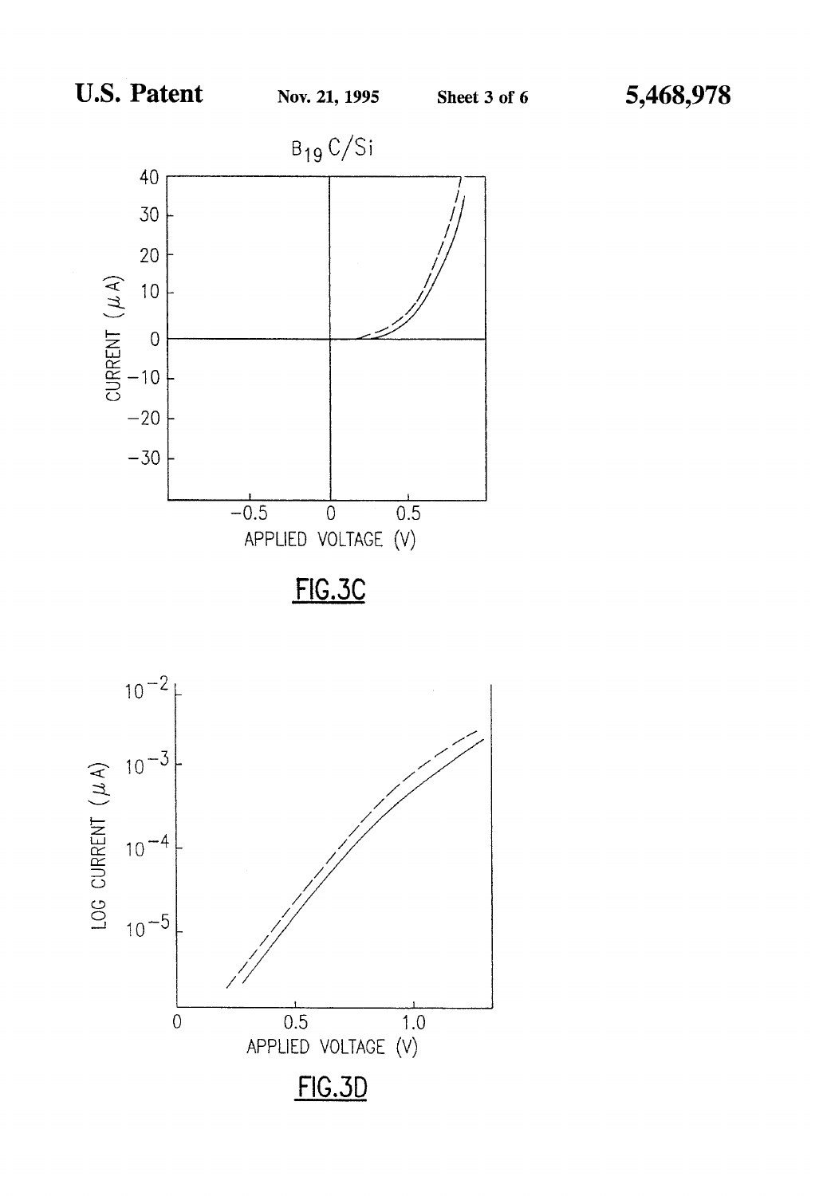$B_{19}C/Si$

FIG.3C

FIG.3D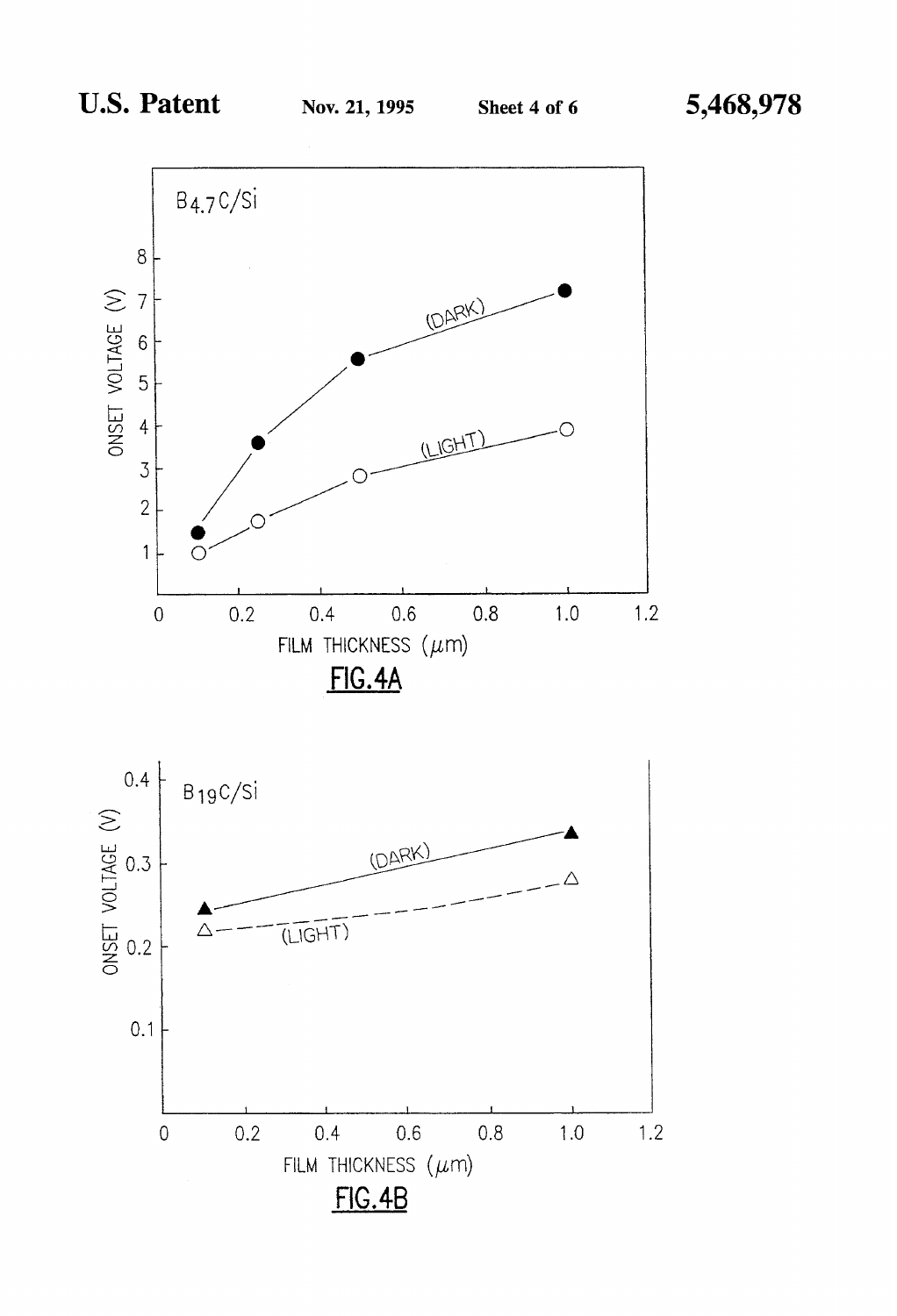FIG.4A

FIG.4B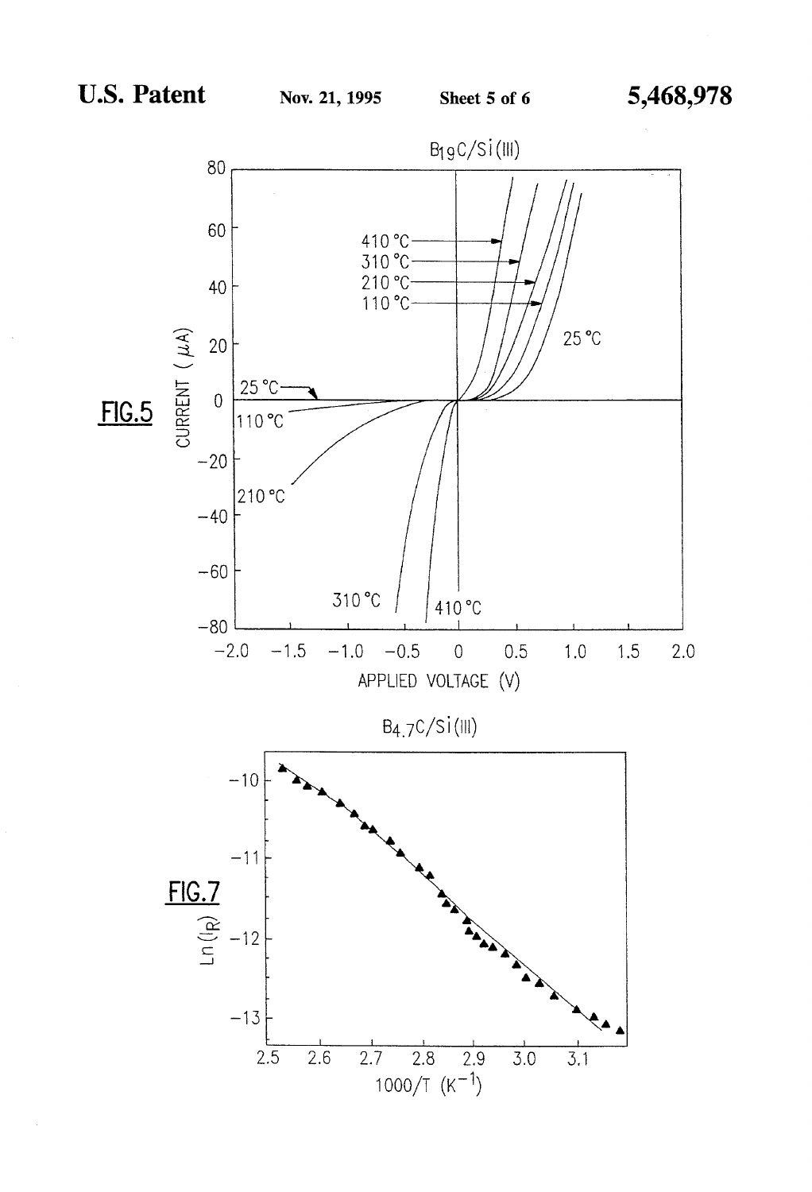$B_{19}C/Si(111)$

**FIG. 5**

$B_{4.7}C/Si(111)$

**FIG. 7**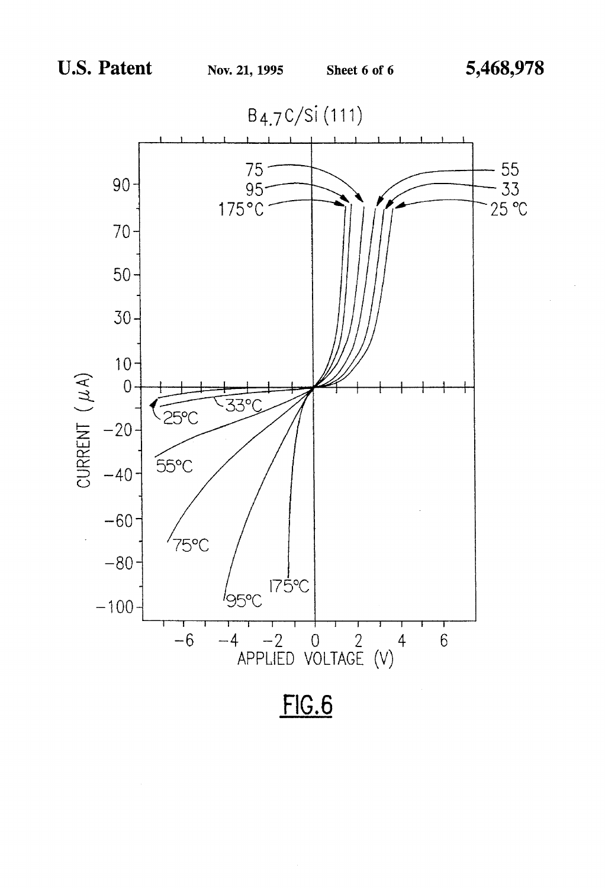$B_{4.7}C/Si$ (111)

FIG.6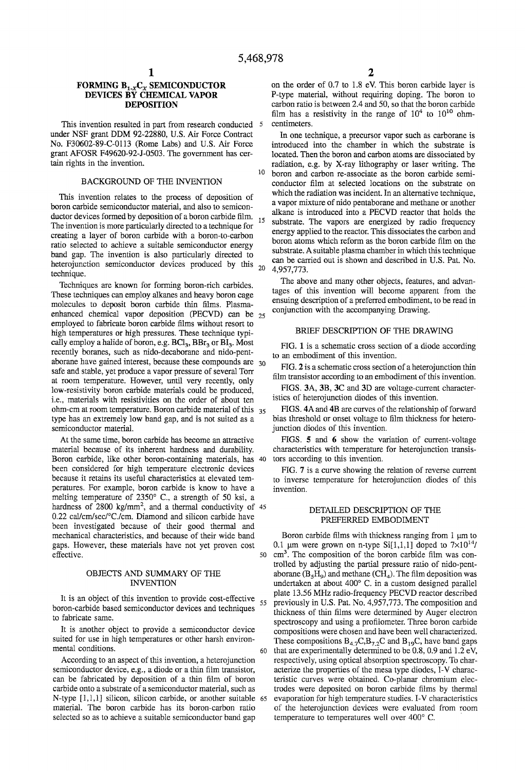# FORMING $B_{1-x}C_x$ SEMICONDUCTOR DEVICES BY CHEMICAL VAPOR DEPOSITION

This invention resulted in part from research conducted under NSF grant DDM 92-22880, U.S. Air Force Contract No. F30602-89-C-0113 (Rome Labs) and U.S. Air Force grant AFOSR F49620-92-J-0503. The government has certain rights in the invention.

## BACKGROUND OF THE INVENTION

This invention relates to the process of deposition of boron carbide semiconductor material, and also to semiconductor devices formed by deposition of a boron carbide film. The invention is more particularly directed to a technique for creating a layer of boron carbide with a boron-to-carbon ratio selected to achieve a suitable semiconductor energy band gap. The invention is also particularly directed to heterojunction semiconductor devices produced by this technique.

Techniques are known for forming boron-rich carbides. These techniques can employ alkanes and heavy boron cage molecules to deposit boron carbide thin films. Plasma-enhanced chemical vapor deposition (PECVD) can be employed to fabricate boron carbide films without resort to high temperatures or high pressures. These technique typically employ a halide of boron, e.g. $BCl_3$, $BBr_3$ or $BI_3$. Most recently boranes, such as nido-decaborane and nido-pentaborane have gained interest, because these compounds are safe and stable, yet produce a vapor pressure of several Torr at room temperature. However, until very recently, only low-resistivity boron carbide materials could be produced, i.e., materials with resistivities on the order of about ten ohm-cm at room temperature. Boron carbide material of this type has an extremely low band gap, and is not suited as a semiconductor material.

At the same time, boron carbide has become an attractive material because of its inherent hardness and durability. Boron carbide, like other boron-containing materials, has been considered for high temperature electronic devices because it retains its useful characteristics at elevated temperatures. For example, boron carbide is know to have a melting temperature of 2350° C., a strength of 50 ksi, a hardness of 2800 kg/mm$^2$, and a thermal conductivity of 0.22 cal/cm/sec/°C./cm. Diamond and silicon carbide have been investigated because of their good thermal and mechanical characteristics, and because of their wide band gaps. However, these materials have not yet proven cost effective.

## OBJECTS AND SUMMARY OF THE INVENTION

It is an object of this invention to provide cost-effective boron-carbide based semiconductor devices and techniques to fabricate same.

It is another object to provide a semiconductor device suited for use in high temperatures or other harsh environmental conditions.

According to an aspect of this invention, a heterojunction semiconductor device, e.g., a diode or a thin film transistor, can be fabricated by deposition of a thin film of boron carbide onto a substrate of a semiconductor material, such as N-type [1,1,1] silicon, silicon carbide, or another suitable material. The boron carbide has its boron-carbon ratio selected so as to achieve a suitable semiconductor band gap on the order of 0.7 to 1.8 eV. This boron carbide layer is P-type material, without requiring doping. The boron to carbon ratio is between 2.4 and 50, so that the boron carbide film has a resistivity in the range of $10^4$ to $10^{10}$ ohm-centimeters.

In one technique, a precursor vapor such as carborane is introduced into the chamber in which the substrate is located. Then the boron and carbon atoms are dissociated by radiation, e.g. by X-ray lithography or laser writing. The boron and carbon re-associate as the boron carbide semiconductor film at selected locations on the substrate on which the radiation was incident. In an alternative technique, a vapor mixture of nido pentaborane and methane or another alkane is introduced into a PECVD reactor that holds the substrate. The vapors are energized by radio frequency energy applied to the reactor. This dissociates the carbon and boron atoms which reform as the boron carbide film on the substrate. A suitable plasma chamber in which this technique can be carried out is shown and described in U.S. Pat. No. 4,957,773.

The above and many other objects, features, and advantages of this invention will become apparent from the ensuing description of a preferred embodiment, to be read in conjunction with the accompanying Drawing.

## BRIEF DESCRIPTION OF THE DRAWING

FIG. 1 is a schematic cross section of a diode according to an embodiment of this invention.

FIG. 2 is a schematic cross section of a heterojunction thin film transistor according to an embodiment of this invention.

FIGS. 3A, 3B, 3C and 3D are voltage-current characteristics of heterojunction diodes of this invention.

FIGS. 4A and 4B are curves of the relationship of forward bias threshold or onset voltage to film thickness for heterojunction diodes of this invention.

FIGS. 5 and 6 show the variation of current-voltage characteristics with temperature for heterojunction transistors according to this invention.

FIG. 7 is a curve showing the relation of reverse current to inverse temperature for heterojunction diodes of this invention.

## DETAILED DESCRIPTION OF THE PREFERRED EMBODIMENT

Boron carbide films with thickness ranging from 1 μm to 0.1 μm were grown on n-type Si[1,1,1] doped to $7\times10^{14}$/cm$^3$. The composition of the boron carbide film was controlled by adjusting the partial pressure ratio of nido-pentaborane ($B_5H_9$) and methane ($CH_4$). The film deposition was undertaken at about 400° C. in a custom designed parallel plate 13.56 MHz radio-frequency PECVD reactor described previously in U.S. Pat. No. 4,957,773. The composition and thickness of thin films were determined by Auger electron spectroscopy and using a profilometer. Three boron carbide compositions were chosen and have been well characterized. These compositions $B_{4.7}C$, $B_{7.2}C$ and $B_{19}C$, have band gaps that are experimentally determined to be 0.8, 0.9 and 1.2 eV, respectively, using optical absorption spectroscopy. To characterize the properties of the mesa type diodes, I-V characteristic curves were obtained. Co-planar chromium electrodes were deposited on boron carbide films by thermal evaporation for high temperature studies. I-V characteristics of the heterojunction devices were evaluated from room temperature to temperatures well over 400° C.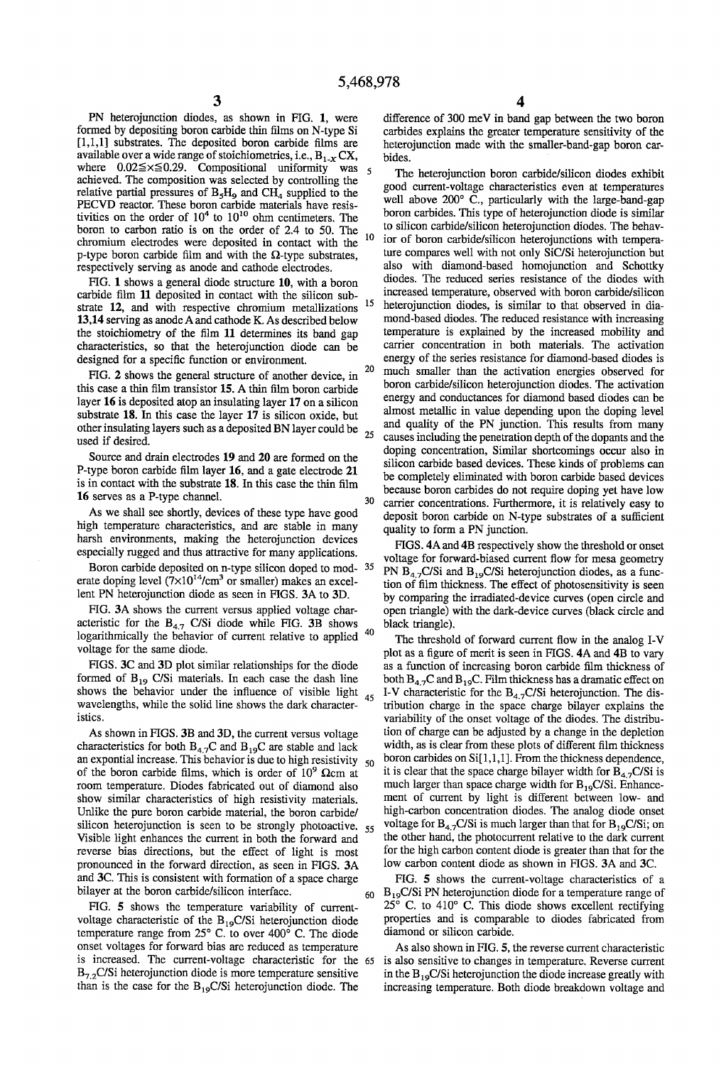PN heterojunction diodes, as shown in FIG. 1, were formed by depositing boron carbide thin films on N-type Si [1,1,1] substrates. The deposited boron carbide films are available over a wide range of stoichiometries, i.e., $B_{1-x}CX$, where $0.02 \leq x \leq 0.29$. Compositional uniformity was achieved. The composition was selected by controlling the relative partial pressures of $B_5H_9$ and $CH_4$ supplied to the PECVD reactor. These boron carbide materials have resistivities on the order of $10^4$ to $10^{10}$ ohm centimeters. The boron to carbon ratio is on the order of 2.4 to 50. The chromium electrodes were deposited in contact with the p-type boron carbide film and with the Ω-type substrates, respectively serving as anode and cathode electrodes.

FIG. 1 shows a general diode structure 10, with a boron carbide film 11 deposited in contact with the silicon substrate 12, and with respective chromium metallizations 13,14 serving as anode A and cathode K. As described below the stoichiometry of the film 11 determines its band gap characteristics, so that the heterojunction diode can be designed for a specific function or environment.

FIG. 2 shows the general structure of another device, in this case a thin film transistor 15. A thin film boron carbide layer 16 is deposited atop an insulating layer 17 on a silicon substrate 18. In this case the layer 17 is silicon oxide, but other insulating layers such as a deposited BN layer could be used if desired.

Source and drain electrodes 19 and 20 are formed on the P-type boron carbide film layer 16, and a gate electrode 21 is in contact with the substrate 18. In this case the thin film 16 serves as a P-type channel.

As we shall see shortly, devices of these type have good high temperature characteristics, and are stable in many harsh environments, making the heterojunction devices especially rugged and thus attractive for many applications.

Boron carbide deposited on n-type silicon doped to moderate doping level ($7\times10^{14}$/cm$^3$ or smaller) makes an excellent PN heterojunction diode as seen in FIGS. 3A to 3D.

FIG. 3A shows the current versus applied voltage characteristic for the $B_{4.7}$ C/Si diode while FIG. 3B shows logarithmically the behavior of current relative to applied voltage for the same diode.

FIGS. 3C and 3D plot similar relationships for the diode formed of $B_{19}$ C/Si materials. In each case the dash line shows the behavior under the influence of visible light wavelengths, while the solid line shows the dark characteristics.

As shown in FIGS. 3B and 3D, the current versus voltage characteristics for both $B_{4.7}C$ and $B_{19}C$ are stable and lack an expontial increase. This behavior is due to high resistivity of the boron carbide films, which is order of $10^9$ Ωcm at room temperature. Diodes fabricated out of diamond also show similar characteristics of high resistivity materials. Unlike the pure boron carbide material, the boron carbide/silicon heterojunction is seen to be strongly photoactive. Visible light enhances the current in both the forward and reverse bias directions, but the effect of light is most pronounced in the forward direction, as seen in FIGS. 3A and 3C. This is consistent with formation of a space charge bilayer at the boron carbide/silicon interface.

FIG. 5 shows the temperature variability of current-voltage characteristic of the $B_{19}C$/Si heterojunction diode temperature range from 25° C. to over 400° C. The diode onset voltages for forward bias are reduced as temperature is increased. The current-voltage characteristic for the $B_{7.2}C$/Si heterojunction diode is more temperature sensitive than is the case for the $B_{19}C$/Si heterojunction diode. The difference of 300 meV in band gap between the two boron carbides explains the greater temperature sensitivity of the heterojunction made with the smaller-band-gap boron carbides.

The heterojunction boron carbide/silicon diodes exhibit good current-voltage characteristics even at temperatures well above 200° C., particularly with the large-band-gap boron carbides. This type of heterojunction diode is similar to silicon carbide/silicon heterojunction diodes. The behavior of boron carbide/silicon heterojunctions with temperature compares well with not only SiC/Si heterojunction but also with diamond-based homojunction and Schottky diodes. The reduced series resistance of the diodes with increased temperature, observed with boron carbide/silicon heterojunction diodes, is similar to that observed in diamond-based diodes. The reduced resistance with increasing temperature is explained by the increased mobility and carrier concentration in both materials. The activation energy of the series resistance for diamond-based diodes is much smaller than the activation energies observed for boron carbide/silicon heterojunction diodes. The activation energy and conductances for diamond based diodes can be almost metallic in value depending upon the doping level and quality of the PN junction. This results from many causes including the penetration depth of the dopants and the doping concentration, Similar shortcomings occur also in silicon carbide based devices. These kinds of problems can be completely eliminated with boron carbide based devices because boron carbides do not require doping yet have low carrier concentrations. Furthermore, it is relatively easy to deposit boron carbide on N-type substrates of a sufficient quality to form a PN junction.

FIGS. 4A and 4B respectively show the threshold or onset voltage for forward-biased current flow for mesa geometry PN $B_{4.7}C$/Si and $B_{19}C$/Si heterojunction diodes, as a function of film thickness. The effect of photosensitivity is seen by comparing the irradiated-device curves (open circle and open triangle) with the dark-device curves (black circle and black triangle).

The threshold of forward current flow in the analog I-V plot as a figure of merit is seen in FIGS. 4A and 4B to vary as a function of increasing boron carbide film thickness of both $B_{4.7}C$ and $B_{19}C$. Film thickness has a dramatic effect on I-V characteristic for the $B_{4.7}C$/Si heterojunction. The distribution charge in the space charge bilayer explains the variability of the onset voltage of the diodes. The distribution of charge can be adjusted by a change in the depletion width, as is clear from these plots of different film thickness boron carbides on Si[1,1,1]. From the thickness dependence, it is clear that the space charge bilayer width for $B_{4.7}C$/Si is much larger than space charge width for $B_{19}C$/Si. Enhancement of current by light is different between low- and high-carbon concentration diodes. The analog diode onset voltage for $B_{4.7}C$/Si is much larger than that for $B_{19}C$/Si; on the other hand, the photocurrent relative to the dark current for the high carbon content diode is greater than that for the low carbon content diode as shown in FIGS. 3A and 3C.

FIG. 5 shows the current-voltage characteristics of a $B_{19}C$/Si PN heterojunction diode for a temperature range of 25° C. to 410° C. This diode shows excellent rectifying properties and is comparable to diodes fabricated from diamond or silicon carbide.

As also shown in FIG. 5, the reverse current characteristic is also sensitive to changes in temperature. Reverse current in the $B_{19}C$/Si heterojunction the diode increase greatly with increasing temperature. Both diode breakdown voltage and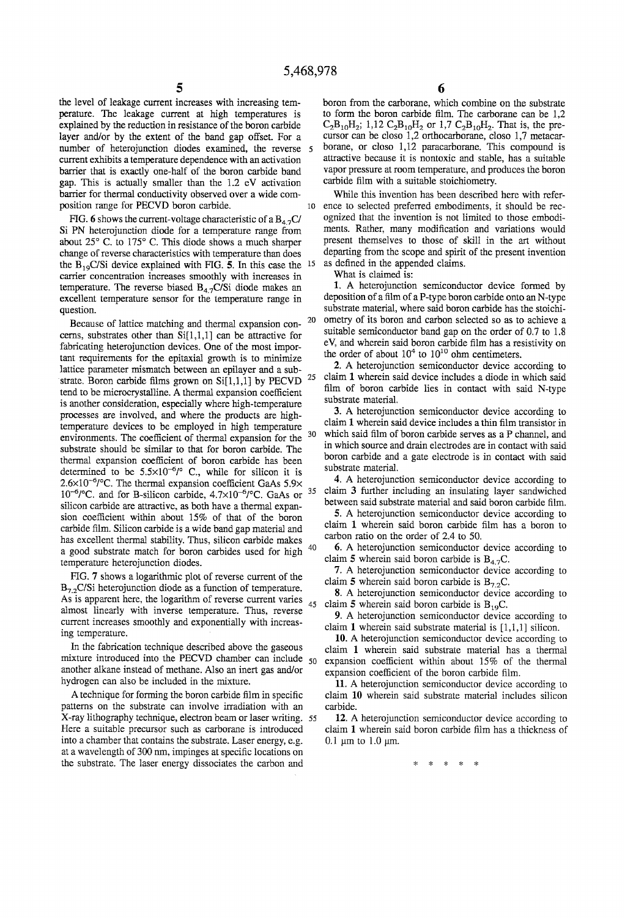the level of leakage current increases with increasing temperature. The leakage current at high temperatures is explained by the reduction in resistance of the boron carbide layer and/or by the extent of the band gap offset. For a number of heterojunction diodes examined, the reverse current exhibits a temperature dependence with an activation barrier that is exactly one-half of the boron carbide band gap. This is actually smaller than the 1.2 eV activation barrier for thermal conductivity observed over a wide composition range for PECVD boron carbide.

FIG. 6 shows the current-voltage characteristic of a $B_{4.7}C$/Si PN heterojunction diode for a temperature range from about 25° C. to 175° C. This diode shows a much sharper change of reverse characteristics with temperature than does the $B_{19}C$/Si device explained with FIG. 5. In this case the carrier concentration increases smoothly with increases in temperature. The reverse biased $B_{4.7}C$/Si diode makes an excellent temperature sensor for the temperature range in question.

Because of lattice matching and thermal expansion concerns, substrates other than Si[1,1,1] can be attractive for fabricating heterojunction devices. One of the most important requirements for the epitaxial growth is to minimize lattice parameter mismatch between an epilayer and a substrate. Boron carbide films grown on Si[1,1,1] by PECVD tend to be microcrystalline. A thermal expansion coefficient is another consideration, especially where high-temperature processes are involved, and where the products are high-temperature devices to be employed in high temperature environments. The coefficient of thermal expansion for the substrate should be similar to that for boron carbide. The thermal expansion coefficient of boron carbide has been determined to be $5.5 \times 10^{-6}$/° C., while for silicon it is $2.6 \times 10^{-6}$/°C. The thermal expansion coefficient GaAs $5.9 \times 10^{-6}$/°C. and for B-silicon carbide, $4.7 \times 10^{-6}$/°C. GaAs or silicon carbide are attractive, as both have a thermal expansion coefficient within about 15% of that of the boron carbide film. Silicon carbide is a wide band gap material and has excellent thermal stability. Thus, silicon carbide makes a good substrate match for boron carbides used for high temperature heterojunction diodes.

FIG. 7 shows a logarithmic plot of reverse current of the $B_{7.2}C$/Si heterojunction diode as a function of temperature. As is apparent here, the logarithm of reverse current varies almost linearly with inverse temperature. Thus, reverse current increases smoothly and exponentially with increasing temperature.

In the fabrication technique described above the gaseous mixture introduced into the PECVD chamber can include another alkane instead of methane. Also an inert gas and/or hydrogen can also be included in the mixture.

A technique for forming the boron carbide film in specific patterns on the substrate can involve irradiation with an X-ray lithography technique, electron beam or laser writing. Here a suitable precursor such as carborane is introduced into a chamber that contains the substrate. Laser energy, e.g. at a wavelength of 300 nm, impinges at specific locations on the substrate. The laser energy dissociates the carbon and boron from the carborane, which combine on the substrate to form the boron carbide film. The carborane can be 1,2 $C_2B_{10}H_2$; 1,12 $C_2B_{10}H_2$ or 1,7 $C_2B_{10}H_2$. That is, the precursor can be closo 1,2 orthocarborane, closo 1,7 metacarborane, or closo 1,12 paracarborane. This compound is attractive because it is nontoxic and stable, has a suitable vapor pressure at room temperature, and produces the boron carbide film with a suitable stoichiometry.

While this invention has been described here with reference to selected preferred embodiments, it should be recognized that the invention is not limited to those embodiments. Rather, many modification and variations would present themselves to those of skill in the art without departing from the scope and spirit of the present invention as defined in the appended claims.

What is claimed is:

1. A heterojunction semiconductor device formed by deposition of a film of a P-type boron carbide onto an N-type substrate material, where said boron carbide has the stoichiometry of its boron and carbon selected so as to achieve a suitable semiconductor band gap on the order of 0.7 to 1.8 eV, and wherein said boron carbide film has a resistivity on the order of about $10^4$ to $10^{10}$ ohm centimeters.

2. A heterojunction semiconductor device according to claim 1 wherein said device includes a diode in which said film of boron carbide lies in contact with said N-type substrate material.

3. A heterojunction semiconductor device according to claim 1 wherein said device includes a thin film transistor in which said film of boron carbide serves as a P channel, and in which source and drain electrodes are in contact with said boron carbide and a gate electrode is in contact with said substrate material.

4. A heterojunction semiconductor device according to claim 3 further including an insulating layer sandwiched between said substrate material and said boron carbide film.

5. A heterojunction semiconductor device according to claim 1 wherein said boron carbide film has a boron to carbon ratio on the order of 2.4 to 50.

6. A heterojunction semiconductor device according to claim 5 wherein said boron carbide is $B_{4.7}C$.

7. A heterojunction semiconductor device according to claim 5 wherein said boron carbide is $B_{7.2}C$.

8. A heterojunction semiconductor device according to claim 5 wherein said boron carbide is $B_{19}C$.

9. A heterojunction semiconductor device according to claim 1 wherein said substrate material is [1,1,1] silicon.

10. A heterojunction semiconductor device according to claim 1 wherein said substrate material has a thermal expansion coefficient within about 15% of the thermal expansion coefficient of the boron carbide film.

11. A heterojunction semiconductor device according to claim 10 wherein said substrate material includes silicon carbide.

12. A heterojunction semiconductor device according to claim 1 wherein said boron carbide film has a thickness of 0.1 μm to 1.0 μm.

\* \* \* \* \*